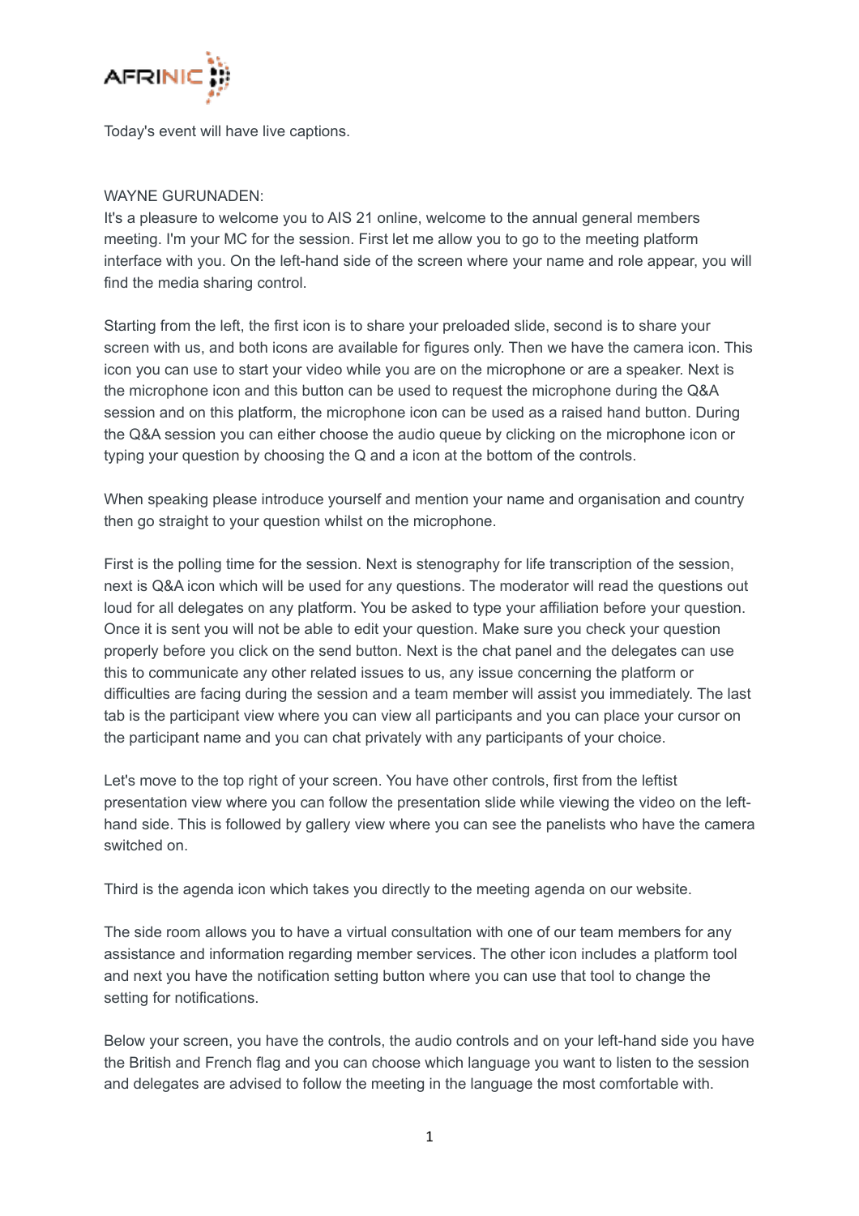Today's event will have live captions.

WAYNE GURUNADEN:

It's a pleasure to welcome you to AIS 21 online, welcome to the annual general members meeting. I'm your MC for the session. First let me allow you to go to the meeting platform interface with you. On the left-hand side of the screen where your name and role appear, you will find the media sharing control.

Starting from the left, the first icon is to share your preloaded slide, second is to share your screen with us, and both icons are available for figures only. Then we have the camera icon. This icon you can use to start your video while you are on the microphone or are a speaker. Next is the microphone icon and this button can be used to request the microphone during the Q&A session and on this platform, the microphone icon can be used as a raised hand button. During the Q&A session you can either choose the audio queue by clicking on the microphone icon or typing your question by choosing the Q and a icon at the bottom of the controls.

When speaking please introduce yourself and mention your name and organisation and country then go straight to your question whilst on the microphone.

First is the polling time for the session. Next is stenography for life transcription of the session, next is Q&A icon which will be used for any questions. The moderator will read the questions out loud for all delegates on any platform. You be asked to type your affiliation before your question. Once it is sent you will not be able to edit your question. Make sure you check your question properly before you click on the send button. Next is the chat panel and the delegates can use this to communicate any other related issues to us, any issue concerning the platform or difficulties are facing during the session and a team member will assist you immediately. The last tab is the participant view where you can view all participants and you can place your cursor on the participant name and you can chat privately with any participants of your choice.

Let's move to the top right of your screen. You have other controls, first from the leftist presentation view where you can follow the presentation slide while viewing the video on the left-hand side. This is followed by gallery view where you can see the panelists who have the camera switched on.

Third is the agenda icon which takes you directly to the meeting agenda on our website.

The side room allows you to have a virtual consultation with one of our team members for any assistance and information regarding member services. The other icon includes a platform tool and next you have the notification setting button where you can use that tool to change the setting for notifications.

Below your screen, you have the controls, the audio controls and on your left-hand side you have the British and French flag and you can choose which language you want to listen to the session and delegates are advised to follow the meeting in the language the most comfortable with.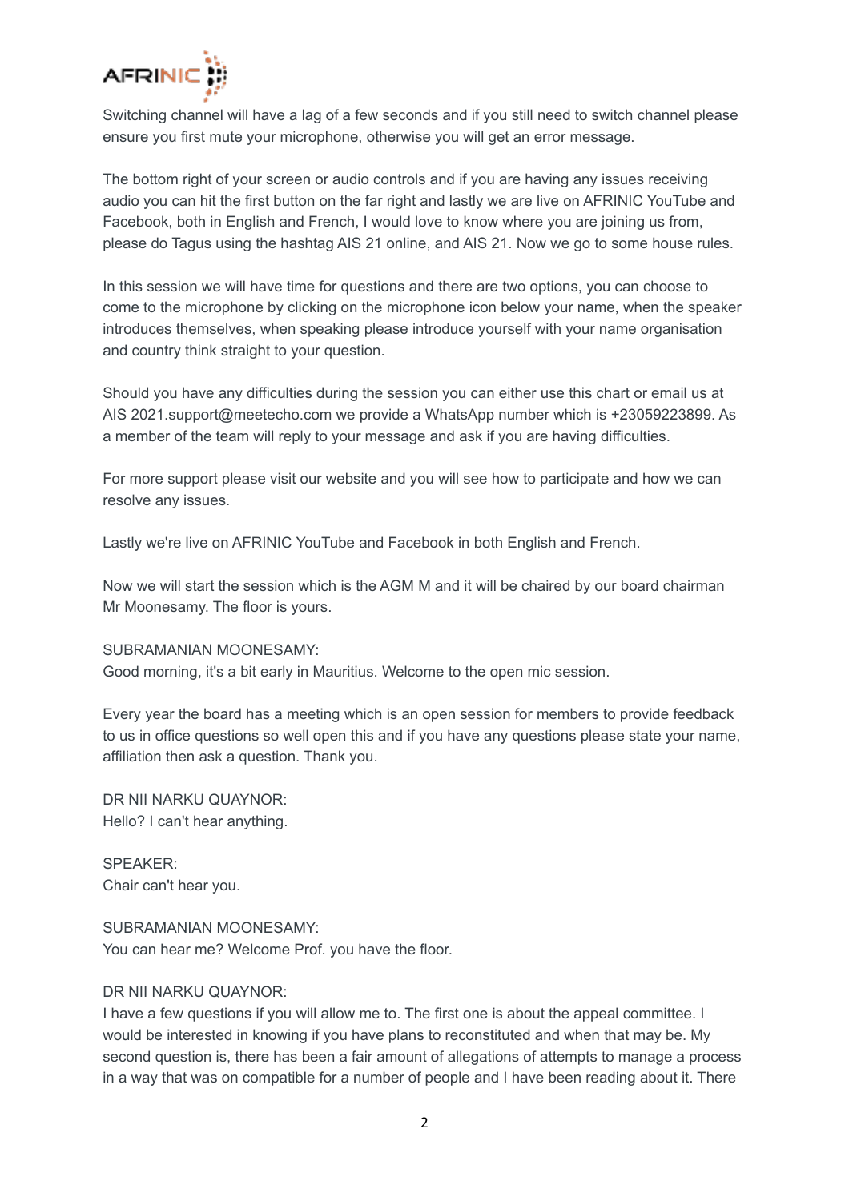Switching channel will have a lag of a few seconds and if you still need to switch channel please ensure you first mute your microphone, otherwise you will get an error message.

The bottom right of your screen or audio controls and if you are having any issues receiving audio you can hit the first button on the far right and lastly we are live on AFRINIC YouTube and Facebook, both in English and French, I would love to know where you are joining us from, please do Tagus using the hashtag AIS 21 online, and AIS 21. Now we go to some house rules.

In this session we will have time for questions and there are two options, you can choose to come to the microphone by clicking on the microphone icon below your name, when the speaker introduces themselves, when speaking please introduce yourself with your name organisation and country think straight to your question.

Should you have any difficulties during the session you can either use this chart or email us at AIS 2021.support@meetecho.com we provide a WhatsApp number which is +23059223899. As a member of the team will reply to your message and ask if you are having difficulties.

For more support please visit our website and you will see how to participate and how we can resolve any issues.

Lastly we're live on AFRINIC YouTube and Facebook in both English and French.

Now we will start the session which is the AGM M and it will be chaired by our board chairman Mr Moonesamy. The floor is yours.

SUBRAMANIAN MOONESAMY:
Good morning, it's a bit early in Mauritius. Welcome to the open mic session.

Every year the board has a meeting which is an open session for members to provide feedback to us in office questions so well open this and if you have any questions please state your name, affiliation then ask a question. Thank you.

DR NII NARKU QUAYNOR:
Hello? I can't hear anything.

SPEAKER:
Chair can't hear you.

SUBRAMANIAN MOONESAMY:
You can hear me? Welcome Prof. you have the floor.

DR NII NARKU QUAYNOR:
I have a few questions if you will allow me to. The first one is about the appeal committee. I would be interested in knowing if you have plans to reconstituted and when that may be. My second question is, there has been a fair amount of allegations of attempts to manage a process in a way that was on compatible for a number of people and I have been reading about it. There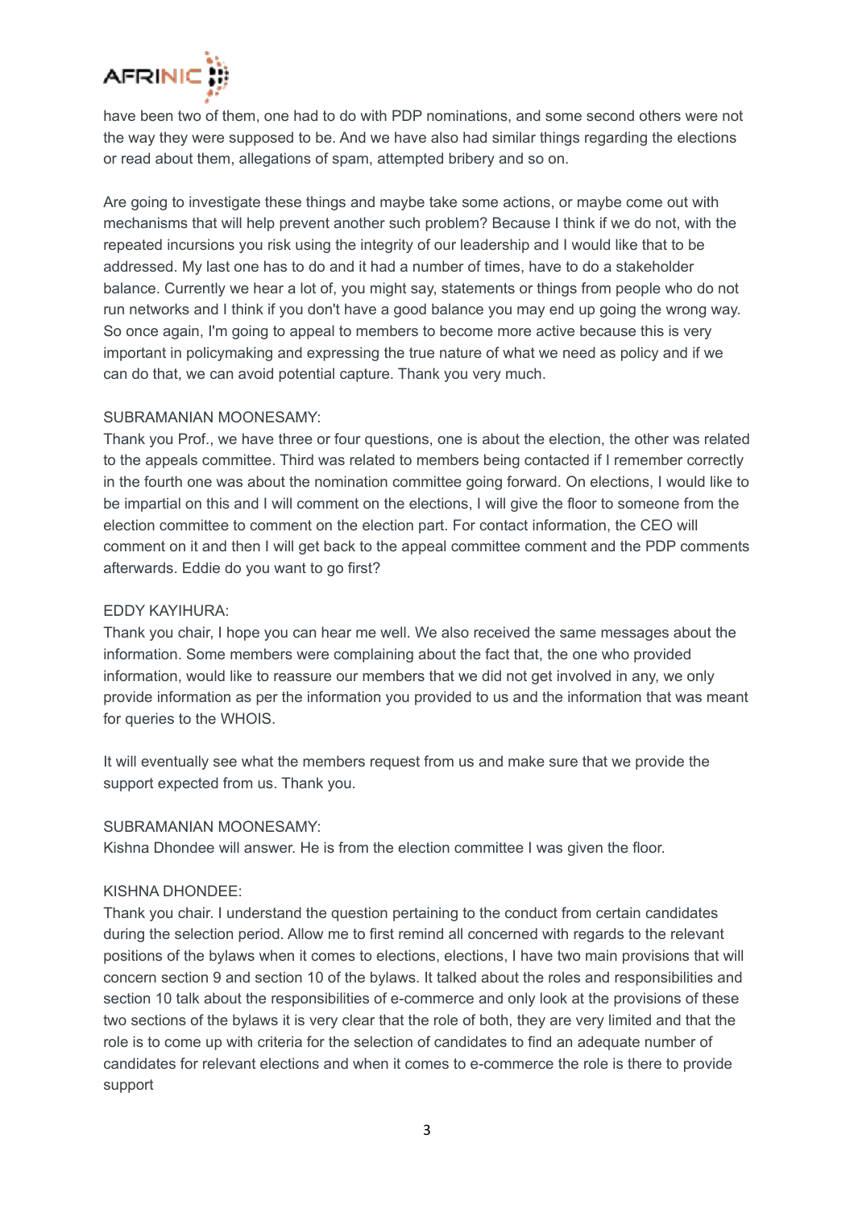have been two of them, one had to do with PDP nominations, and some second others were not the way they were supposed to be. And we have also had similar things regarding the elections or read about them, allegations of spam, attempted bribery and so on.

Are going to investigate these things and maybe take some actions, or maybe come out with mechanisms that will help prevent another such problem? Because I think if we do not, with the repeated incursions you risk using the integrity of our leadership and I would like that to be addressed. My last one has to do and it had a number of times, have to do a stakeholder balance. Currently we hear a lot of, you might say, statements or things from people who do not run networks and I think if you don't have a good balance you may end up going the wrong way. So once again, I'm going to appeal to members to become more active because this is very important in policymaking and expressing the true nature of what we need as policy and if we can do that, we can avoid potential capture. Thank you very much.

SUBRAMANIAN MOONESAMY:
Thank you Prof., we have three or four questions, one is about the election, the other was related to the appeals committee. Third was related to members being contacted if I remember correctly in the fourth one was about the nomination committee going forward. On elections, I would like to be impartial on this and I will comment on the elections, I will give the floor to someone from the election committee to comment on the election part. For contact information, the CEO will comment on it and then I will get back to the appeal committee comment and the PDP comments afterwards. Eddie do you want to go first?

EDDY KAYIHURA:
Thank you chair, I hope you can hear me well. We also received the same messages about the information. Some members were complaining about the fact that, the one who provided information, would like to reassure our members that we did not get involved in any, we only provide information as per the information you provided to us and the information that was meant for queries to the WHOIS.

It will eventually see what the members request from us and make sure that we provide the support expected from us. Thank you.

SUBRAMANIAN MOONESAMY:
Kishna Dhondee will answer. He is from the election committee I was given the floor.

KISHNA DHONDEE:
Thank you chair. I understand the question pertaining to the conduct from certain candidates during the selection period. Allow me to first remind all concerned with regards to the relevant positions of the bylaws when it comes to elections, elections, I have two main provisions that will concern section 9 and section 10 of the bylaws. It talked about the roles and responsibilities and section 10 talk about the responsibilities of e-commerce and only look at the provisions of these two sections of the bylaws it is very clear that the role of both, they are very limited and that the role is to come up with criteria for the selection of candidates to find an adequate number of candidates for relevant elections and when it comes to e-commerce the role is there to provide support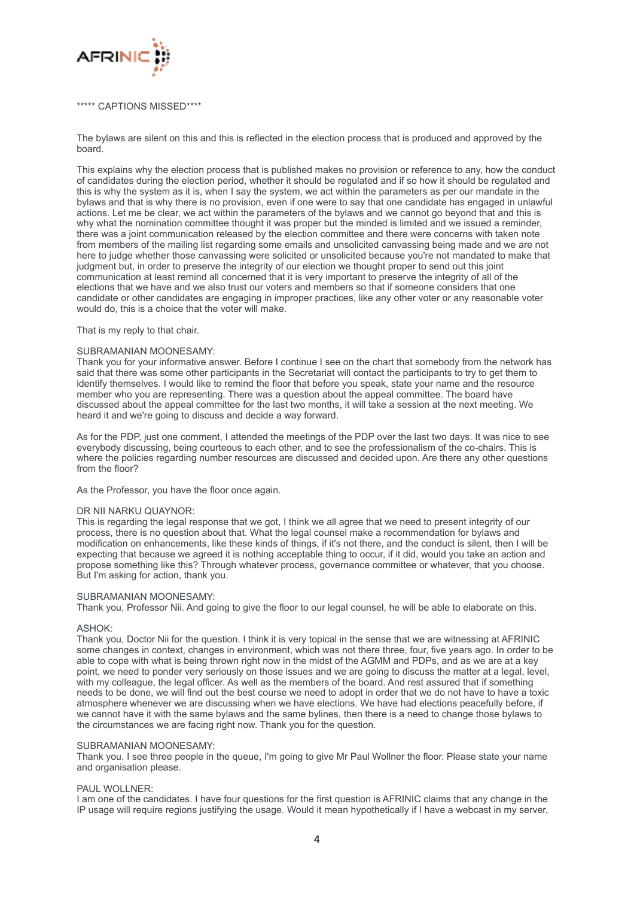***** CAPTIONS MISSED****

The bylaws are silent on this and this is reflected in the election process that is produced and approved by the board.

This explains why the election process that is published makes no provision or reference to any, how the conduct of candidates during the election period, whether it should be regulated and if so how it should be regulated and this is why the system as it is, when I say the system, we act within the parameters as per our mandate in the bylaws and that is why there is no provision, even if one were to say that one candidate has engaged in unlawful actions. Let me be clear, we act within the parameters of the bylaws and we cannot go beyond that and this is why what the nomination committee thought it was proper but the minded is limited and we issued a reminder, there was a joint communication released by the election committee and there were concerns with taken note from members of the mailing list regarding some emails and unsolicited canvassing being made and we are not here to judge whether those canvassing were solicited or unsolicited because you're not mandated to make that judgment but, in order to preserve the integrity of our election we thought proper to send out this joint communication at least remind all concerned that it is very important to preserve the integrity of all of the elections that we have and we also trust our voters and members so that if someone considers that one candidate or other candidates are engaging in improper practices, like any other voter or any reasonable voter would do, this is a choice that the voter will make.

That is my reply to that chair.

SUBRAMANIAN MOONESAMY:
Thank you for your informative answer. Before I continue I see on the chart that somebody from the network has said that there was some other participants in the Secretariat will contact the participants to try to get them to identify themselves. I would like to remind the floor that before you speak, state your name and the resource member who you are representing. There was a question about the appeal committee. The board have discussed about the appeal committee for the last two months, it will take a session at the next meeting. We heard it and we're going to discuss and decide a way forward.

As for the PDP, just one comment, I attended the meetings of the PDP over the last two days. It was nice to see everybody discussing, being courteous to each other, and to see the professionalism of the co-chairs. This is where the policies regarding number resources are discussed and decided upon. Are there any other questions from the floor?

As the Professor, you have the floor once again.

DR NII NARKU QUAYNOR:
This is regarding the legal response that we got, I think we all agree that we need to present integrity of our process, there is no question about that. What the legal counsel make a recommendation for bylaws and modification on enhancements, like these kinds of things, if it's not there, and the conduct is silent, then I will be expecting that because we agreed it is nothing acceptable thing to occur, if it did, would you take an action and propose something like this? Through whatever process, governance committee or whatever, that you choose. But I'm asking for action, thank you.

SUBRAMANIAN MOONESAMY:
Thank you, Professor Nii. And going to give the floor to our legal counsel, he will be able to elaborate on this.

ASHOK:
Thank you, Doctor Nii for the question. I think it is very topical in the sense that we are witnessing at AFRINIC some changes in context, changes in environment, which was not there three, four, five years ago. In order to be able to cope with what is being thrown right now in the midst of the AGMM and PDPs, and as we are at a key point, we need to ponder very seriously on those issues and we are going to discuss the matter at a legal, level, with my colleague, the legal officer. As well as the members of the board. And rest assured that if something needs to be done, we will find out the best course we need to adopt in order that we do not have to have a toxic atmosphere whenever we are discussing when we have elections. We have had elections peacefully before, if we cannot have it with the same bylaws and the same bylines, then there is a need to change those bylaws to the circumstances we are facing right now. Thank you for the question.

SUBRAMANIAN MOONESAMY:
Thank you. I see three people in the queue, I'm going to give Mr Paul Wollner the floor. Please state your name and organisation please.

PAUL WOLLNER:
I am one of the candidates. I have four questions for the first question is AFRINIC claims that any change in the IP usage will require regions justifying the usage. Would it mean hypothetically if I have a webcast in my server,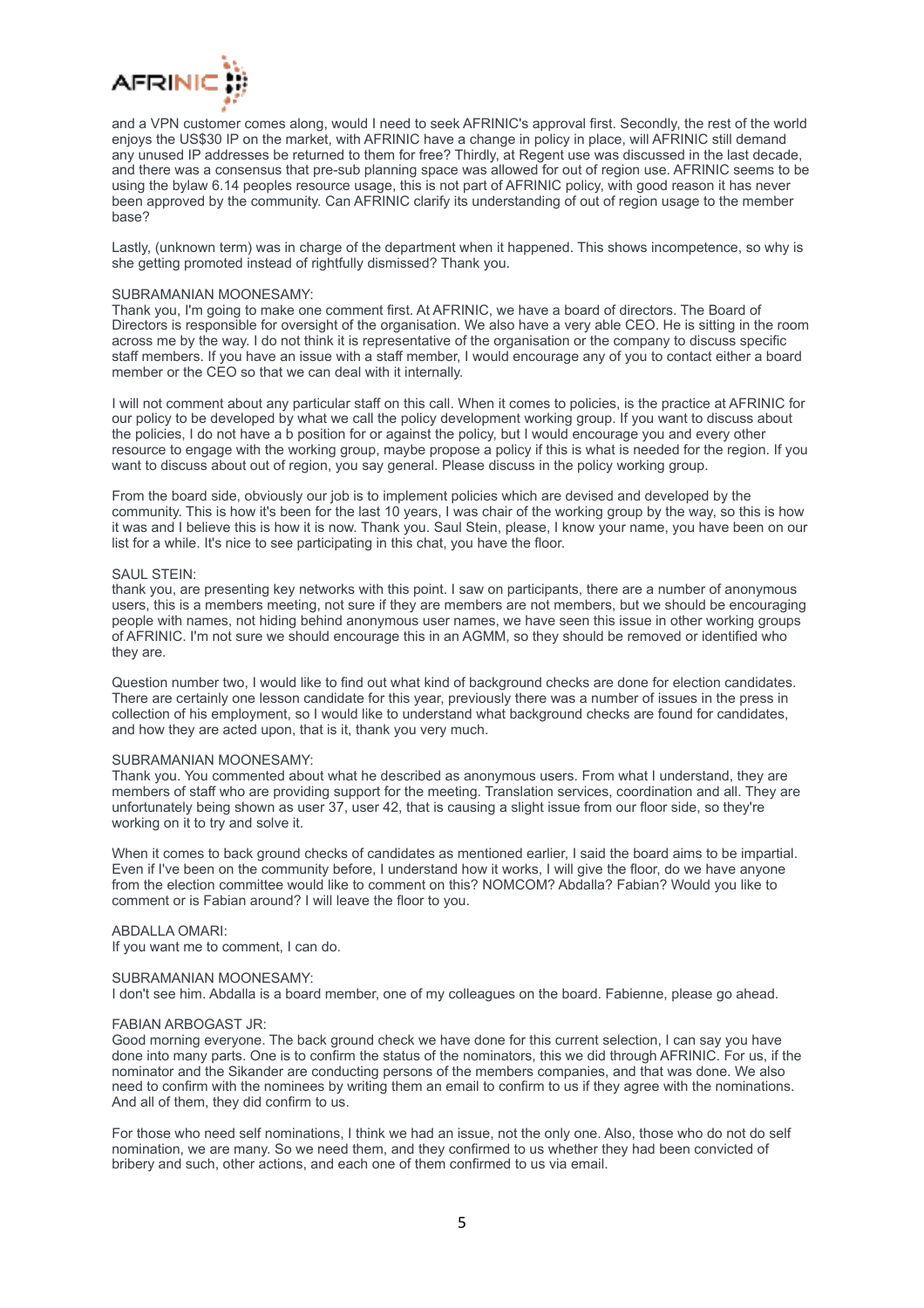and a VPN customer comes along, would I need to seek AFRINIC's approval first. Secondly, the rest of the world enjoys the US$30 IP on the market, with AFRINIC have a change in policy in place, will AFRINIC still demand any unused IP addresses be returned to them for free? Thirdly, at Regent use was discussed in the last decade, and there was a consensus that pre-sub planning space was allowed for out of region use. AFRINIC seems to be using the bylaw 6.14 peoples resource usage, this is not part of AFRINIC policy, with good reason it has never been approved by the community. Can AFRINIC clarify its understanding of out of region usage to the member base?

Lastly, (unknown term) was in charge of the department when it happened. This shows incompetence, so why is she getting promoted instead of rightfully dismissed? Thank you.

SUBRAMANIAN MOONESAMY:
Thank you, I'm going to make one comment first. At AFRINIC, we have a board of directors. The Board of Directors is responsible for oversight of the organisation. We also have a very able CEO. He is sitting in the room across me by the way. I do not think it is representative of the organisation or the company to discuss specific staff members. If you have an issue with a staff member, I would encourage any of you to contact either a board member or the CEO so that we can deal with it internally.

I will not comment about any particular staff on this call. When it comes to policies, is the practice at AFRINIC for our policy to be developed by what we call the policy development working group. If you want to discuss about the policies, I do not have a b position for or against the policy, but I would encourage you and every other resource to engage with the working group, maybe propose a policy if this is what is needed for the region. If you want to discuss about out of region, you say general. Please discuss in the policy working group.

From the board side, obviously our job is to implement policies which are devised and developed by the community. This is how it's been for the last 10 years, I was chair of the working group by the way, so this is how it was and I believe this is how it is now. Thank you. Saul Stein, please, I know your name, you have been on our list for a while. It's nice to see participating in this chat, you have the floor.

SAUL STEIN:
thank you, are presenting key networks with this point. I saw on participants, there are a number of anonymous users, this is a members meeting, not sure if they are members are not members, but we should be encouraging people with names, not hiding behind anonymous user names, we have seen this issue in other working groups of AFRINIC. I'm not sure we should encourage this in an AGMM, so they should be removed or identified who they are.

Question number two, I would like to find out what kind of background checks are done for election candidates. There are certainly one lesson candidate for this year, previously there was a number of issues in the press in collection of his employment, so I would like to understand what background checks are found for candidates, and how they are acted upon, that is it, thank you very much.

SUBRAMANIAN MOONESAMY:
Thank you. You commented about what he described as anonymous users. From what I understand, they are members of staff who are providing support for the meeting. Translation services, coordination and all. They are unfortunately being shown as user 37, user 42, that is causing a slight issue from our floor side, so they're working on it to try and solve it.

When it comes to back ground checks of candidates as mentioned earlier, I said the board aims to be impartial. Even if I've been on the community before, I understand how it works, I will give the floor, do we have anyone from the election committee would like to comment on this? NOMCOM? Abdalla? Fabian? Would you like to comment or is Fabian around? I will leave the floor to you.

ABDALLA OMARI:
If you want me to comment, I can do.

SUBRAMANIAN MOONESAMY:
I don't see him. Abdalla is a board member, one of my colleagues on the board. Fabienne, please go ahead.

FABIAN ARBOGAST JR:
Good morning everyone. The back ground check we have done for this current selection, I can say you have done into many parts. One is to confirm the status of the nominators, this we did through AFRINIC. For us, if the nominator and the Sikander are conducting persons of the members companies, and that was done. We also need to confirm with the nominees by writing them an email to confirm to us if they agree with the nominations. And all of them, they did confirm to us.

For those who need self nominations, I think we had an issue, not the only one. Also, those who do not do self nomination, we are many. So we need them, and they confirmed to us whether they had been convicted of bribery and such, other actions, and each one of them confirmed to us via email.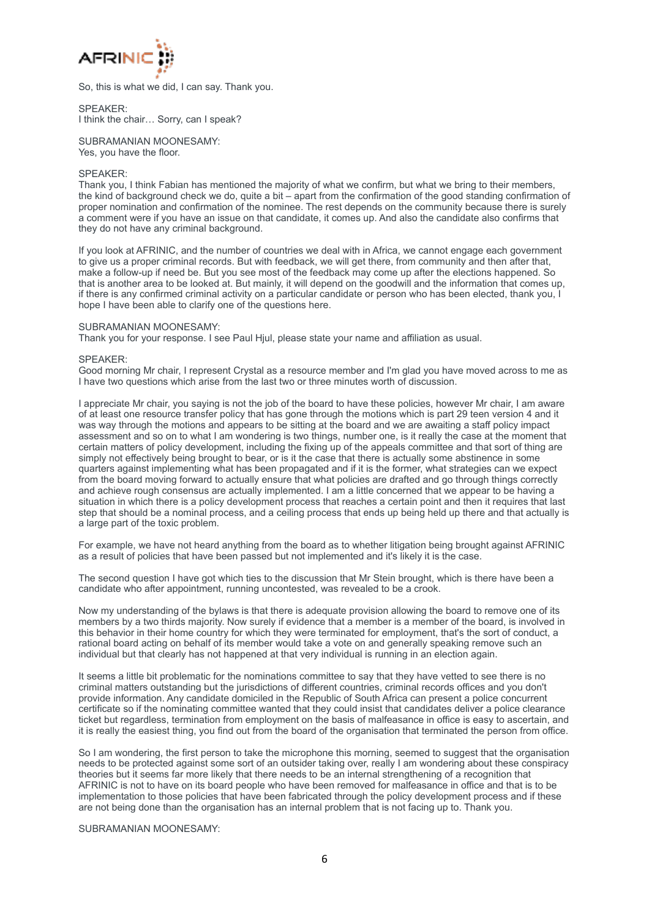So, this is what we did, I can say. Thank you.

SPEAKER:
I think the chair… Sorry, can I speak?

SUBRAMANIAN MOONESAMY:
Yes, you have the floor.

SPEAKER:
Thank you, I think Fabian has mentioned the majority of what we confirm, but what we bring to their members, the kind of background check we do, quite a bit – apart from the confirmation of the good standing confirmation of proper nomination and confirmation of the nominee. The rest depends on the community because there is surely a comment were if you have an issue on that candidate, it comes up. And also the candidate also confirms that they do not have any criminal background.

If you look at AFRINIC, and the number of countries we deal with in Africa, we cannot engage each government to give us a proper criminal records. But with feedback, we will get there, from community and then after that, make a follow-up if need be. But you see most of the feedback may come up after the elections happened. So that is another area to be looked at. But mainly, it will depend on the goodwill and the information that comes up, if there is any confirmed criminal activity on a particular candidate or person who has been elected, thank you, I hope I have been able to clarify one of the questions here.

SUBRAMANIAN MOONESAMY:
Thank you for your response. I see Paul Hjul, please state your name and affiliation as usual.

SPEAKER:
Good morning Mr chair, I represent Crystal as a resource member and I'm glad you have moved across to me as I have two questions which arise from the last two or three minutes worth of discussion.

I appreciate Mr chair, you saying is not the job of the board to have these policies, however Mr chair, I am aware of at least one resource transfer policy that has gone through the motions which is part 29 teen version 4 and it was way through the motions and appears to be sitting at the board and we are awaiting a staff policy impact assessment and so on to what I am wondering is two things, number one, is it really the case at the moment that certain matters of policy development, including the fixing up of the appeals committee and that sort of thing are simply not effectively being brought to bear, or is it the case that there is actually some abstinence in some quarters against implementing what has been propagated and if it is the former, what strategies can we expect from the board moving forward to actually ensure that what policies are drafted and go through things correctly and achieve rough consensus are actually implemented. I am a little concerned that we appear to be having a situation in which there is a policy development process that reaches a certain point and then it requires that last step that should be a nominal process, and a ceiling process that ends up being held up there and that actually is a large part of the toxic problem.

For example, we have not heard anything from the board as to whether litigation being brought against AFRINIC as a result of policies that have been passed but not implemented and it's likely it is the case.

The second question I have got which ties to the discussion that Mr Stein brought, which is there have been a candidate who after appointment, running uncontested, was revealed to be a crook.

Now my understanding of the bylaws is that there is adequate provision allowing the board to remove one of its members by a two thirds majority. Now surely if evidence that a member is a member of the board, is involved in this behavior in their home country for which they were terminated for employment, that's the sort of conduct, a rational board acting on behalf of its member would take a vote on and generally speaking remove such an individual but that clearly has not happened at that very individual is running in an election again.

It seems a little bit problematic for the nominations committee to say that they have vetted to see there is no criminal matters outstanding but the jurisdictions of different countries, criminal records offices and you don't provide information. Any candidate domiciled in the Republic of South Africa can present a police concurrent certificate so if the nominating committee wanted that they could insist that candidates deliver a police clearance ticket but regardless, termination from employment on the basis of malfeasance in office is easy to ascertain, and it is really the easiest thing, you find out from the board of the organisation that terminated the person from office.

So I am wondering, the first person to take the microphone this morning, seemed to suggest that the organisation needs to be protected against some sort of an outsider taking over, really I am wondering about these conspiracy theories but it seems far more likely that there needs to be an internal strengthening of a recognition that AFRINIC is not to have on its board people who have been removed for malfeasance in office and that is to be implementation to those policies that have been fabricated through the policy development process and if these are not being done than the organisation has an internal problem that is not facing up to. Thank you.

SUBRAMANIAN MOONESAMY: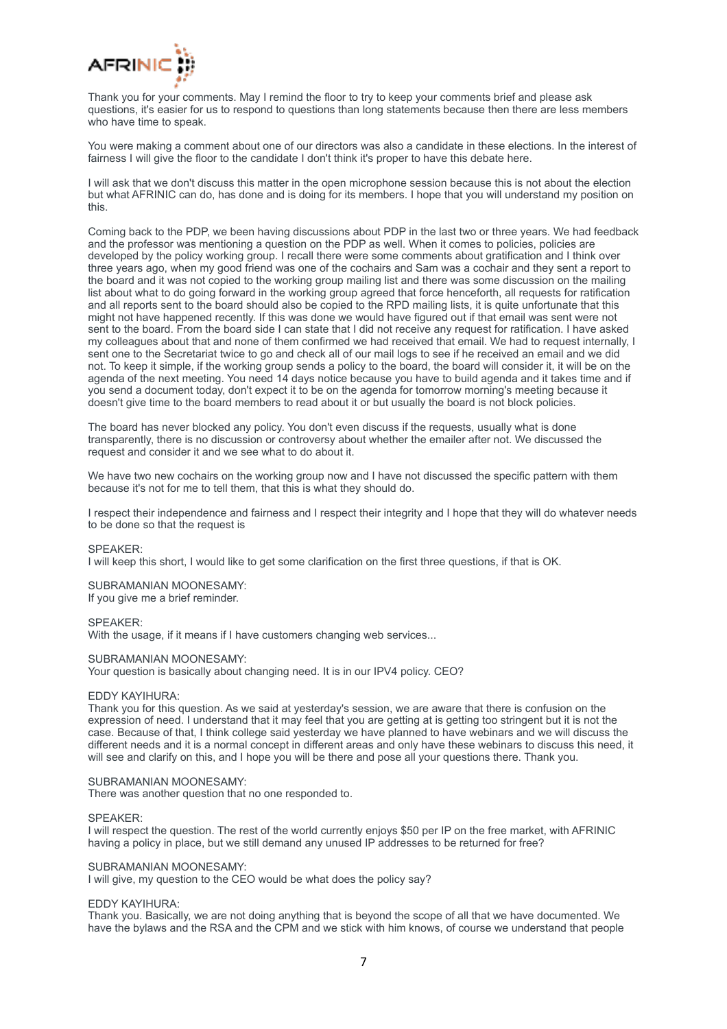Thank you for your comments. May I remind the floor to try to keep your comments brief and please ask questions, it's easier for us to respond to questions than long statements because then there are less members who have time to speak.

You were making a comment about one of our directors was also a candidate in these elections. In the interest of fairness I will give the floor to the candidate I don't think it's proper to have this debate here.

I will ask that we don't discuss this matter in the open microphone session because this is not about the election but what AFRINIC can do, has done and is doing for its members. I hope that you will understand my position on this.

Coming back to the PDP, we been having discussions about PDP in the last two or three years. We had feedback and the professor was mentioning a question on the PDP as well. When it comes to policies, policies are developed by the policy working group. I recall there were some comments about gratification and I think over three years ago, when my good friend was one of the cochairs and Sam was a cochair and they sent a report to the board and it was not copied to the working group mailing list and there was some discussion on the mailing list about what to do going forward in the working group agreed that force henceforth, all requests for ratification and all reports sent to the board should also be copied to the RPD mailing lists, it is quite unfortunate that this might not have happened recently. If this was done we would have figured out if that email was sent were not sent to the board. From the board side I can state that I did not receive any request for ratification. I have asked my colleagues about that and none of them confirmed we had received that email. We had to request internally, I sent one to the Secretariat twice to go and check all of our mail logs to see if he received an email and we did not. To keep it simple, if the working group sends a policy to the board, the board will consider it, it will be on the agenda of the next meeting. You need 14 days notice because you have to build agenda and it takes time and if you send a document today, don't expect it to be on the agenda for tomorrow morning's meeting because it doesn't give time to the board members to read about it or but usually the board is not block policies.

The board has never blocked any policy. You don't even discuss if the requests, usually what is done transparently, there is no discussion or controversy about whether the emailer after not. We discussed the request and consider it and we see what to do about it.

We have two new cochairs on the working group now and I have not discussed the specific pattern with them because it's not for me to tell them, that this is what they should do.

I respect their independence and fairness and I respect their integrity and I hope that they will do whatever needs to be done so that the request is

SPEAKER:
I will keep this short, I would like to get some clarification on the first three questions, if that is OK.

SUBRAMANIAN MOONESAMY:
If you give me a brief reminder.

SPEAKER:
With the usage, if it means if I have customers changing web services...

SUBRAMANIAN MOONESAMY:
Your question is basically about changing need. It is in our IPV4 policy. CEO?

EDDY KAYIHURA:
Thank you for this question. As we said at yesterday's session, we are aware that there is confusion on the expression of need. I understand that it may feel that you are getting at is getting too stringent but it is not the case. Because of that, I think college said yesterday we have planned to have webinars and we will discuss the different needs and it is a normal concept in different areas and only have these webinars to discuss this need, it will see and clarify on this, and I hope you will be there and pose all your questions there. Thank you.

SUBRAMANIAN MOONESAMY:
There was another question that no one responded to.

SPEAKER:
I will respect the question. The rest of the world currently enjoys $50 per IP on the free market, with AFRINIC having a policy in place, but we still demand any unused IP addresses to be returned for free?

SUBRAMANIAN MOONESAMY:
I will give, my question to the CEO would be what does the policy say?

EDDY KAYIHURA:
Thank you. Basically, we are not doing anything that is beyond the scope of all that we have documented. We have the bylaws and the RSA and the CPM and we stick with him knows, of course we understand that people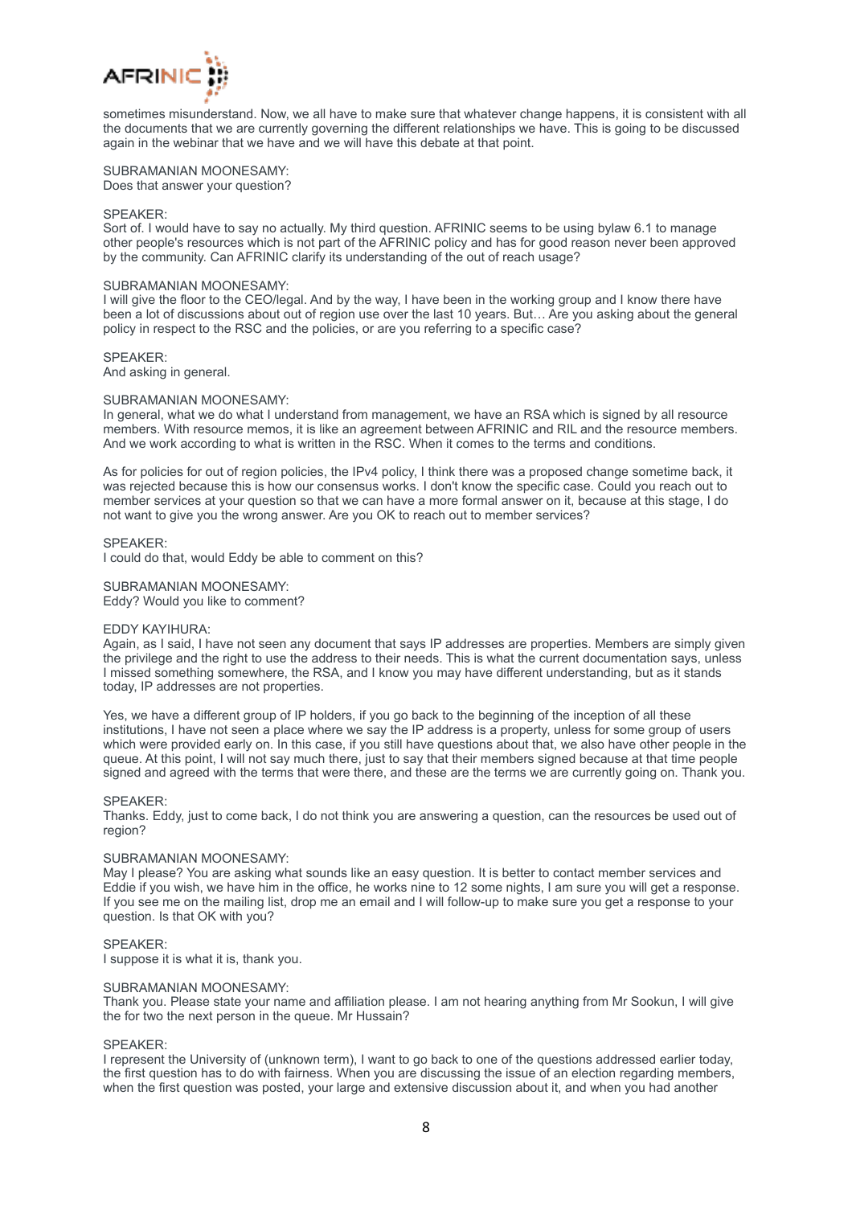sometimes misunderstand. Now, we all have to make sure that whatever change happens, it is consistent with all the documents that we are currently governing the different relationships we have. This is going to be discussed again in the webinar that we have and we will have this debate at that point.

SUBRAMANIAN MOONESAMY:
Does that answer your question?

SPEAKER:
Sort of. I would have to say no actually. My third question. AFRINIC seems to be using bylaw 6.1 to manage other people's resources which is not part of the AFRINIC policy and has for good reason never been approved by the community. Can AFRINIC clarify its understanding of the out of reach usage?

SUBRAMANIAN MOONESAMY:
I will give the floor to the CEO/legal. And by the way, I have been in the working group and I know there have been a lot of discussions about out of region use over the last 10 years. But… Are you asking about the general policy in respect to the RSC and the policies, or are you referring to a specific case?

SPEAKER:
And asking in general.

SUBRAMANIAN MOONESAMY:
In general, what we do what I understand from management, we have an RSA which is signed by all resource members. With resource memos, it is like an agreement between AFRINIC and RIL and the resource members. And we work according to what is written in the RSC. When it comes to the terms and conditions.

As for policies for out of region policies, the IPv4 policy, I think there was a proposed change sometime back, it was rejected because this is how our consensus works. I don't know the specific case. Could you reach out to member services at your question so that we can have a more formal answer on it, because at this stage, I do not want to give you the wrong answer. Are you OK to reach out to member services?

SPEAKER:
I could do that, would Eddy be able to comment on this?

SUBRAMANIAN MOONESAMY:
Eddy? Would you like to comment?

EDDY KAYIHURA:
Again, as I said, I have not seen any document that says IP addresses are properties. Members are simply given the privilege and the right to use the address to their needs. This is what the current documentation says, unless I missed something somewhere, the RSA, and I know you may have different understanding, but as it stands today, IP addresses are not properties.

Yes, we have a different group of IP holders, if you go back to the beginning of the inception of all these institutions, I have not seen a place where we say the IP address is a property, unless for some group of users which were provided early on. In this case, if you still have questions about that, we also have other people in the queue. At this point, I will not say much there, just to say that their members signed because at that time people signed and agreed with the terms that were there, and these are the terms we are currently going on. Thank you.

SPEAKER:
Thanks. Eddy, just to come back, I do not think you are answering a question, can the resources be used out of region?

SUBRAMANIAN MOONESAMY:
May I please? You are asking what sounds like an easy question. It is better to contact member services and Eddie if you wish, we have him in the office, he works nine to 12 some nights, I am sure you will get a response. If you see me on the mailing list, drop me an email and I will follow-up to make sure you get a response to your question. Is that OK with you?

SPEAKER:
I suppose it is what it is, thank you.

SUBRAMANIAN MOONESAMY:
Thank you. Please state your name and affiliation please. I am not hearing anything from Mr Sookun, I will give the for two the next person in the queue. Mr Hussain?

SPEAKER:
I represent the University of (unknown term), I want to go back to one of the questions addressed earlier today, the first question has to do with fairness. When you are discussing the issue of an election regarding members, when the first question was posted, your large and extensive discussion about it, and when you had another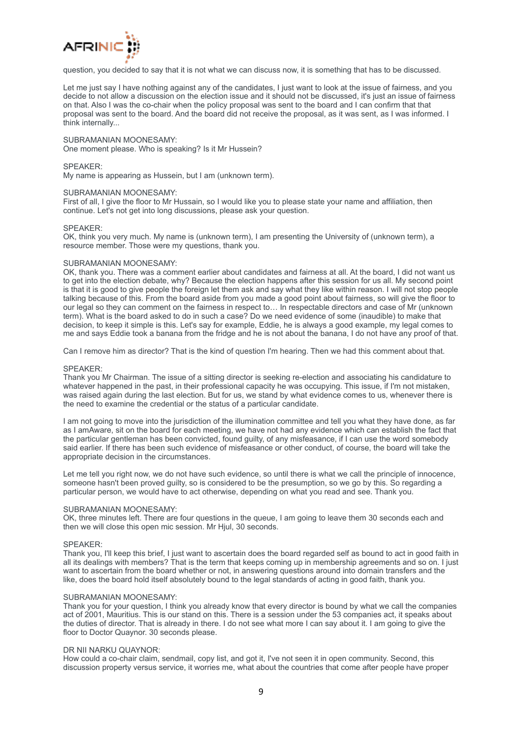question, you decided to say that it is not what we can discuss now, it is something that has to be discussed.

Let me just say I have nothing against any of the candidates, I just want to look at the issue of fairness, and you decide to not allow a discussion on the election issue and it should not be discussed, it's just an issue of fairness on that. Also I was the co-chair when the policy proposal was sent to the board and I can confirm that that proposal was sent to the board. And the board did not receive the proposal, as it was sent, as I was informed. I think internally...

SUBRAMANIAN MOONESAMY:
One moment please. Who is speaking? Is it Mr Hussein?

SPEAKER:
My name is appearing as Hussein, but I am (unknown term).

SUBRAMANIAN MOONESAMY:
First of all, I give the floor to Mr Hussain, so I would like you to please state your name and affiliation, then continue. Let's not get into long discussions, please ask your question.

SPEAKER:
OK, think you very much. My name is (unknown term), I am presenting the University of (unknown term), a resource member. Those were my questions, thank you.

SUBRAMANIAN MOONESAMY:
OK, thank you. There was a comment earlier about candidates and fairness at all. At the board, I did not want us to get into the election debate, why? Because the election happens after this session for us all. My second point is that it is good to give people the foreign let them ask and say what they like within reason. I will not stop people talking because of this. From the board aside from you made a good point about fairness, so will give the floor to our legal so they can comment on the fairness in respect to… In respectable directors and case of Mr (unknown term). What is the board asked to do in such a case? Do we need evidence of some (inaudible) to make that decision, to keep it simple is this. Let's say for example, Eddie, he is always a good example, my legal comes to me and says Eddie took a banana from the fridge and he is not about the banana, I do not have any proof of that.

Can I remove him as director? That is the kind of question I'm hearing. Then we had this comment about that.

SPEAKER:
Thank you Mr Chairman. The issue of a sitting director is seeking re-election and associating his candidature to whatever happened in the past, in their professional capacity he was occupying. This issue, if I'm not mistaken, was raised again during the last election. But for us, we stand by what evidence comes to us, whenever there is the need to examine the credential or the status of a particular candidate.

I am not going to move into the jurisdiction of the illumination committee and tell you what they have done, as far as I amAware, sit on the board for each meeting, we have not had any evidence which can establish the fact that the particular gentleman has been convicted, found guilty, of any misfeasance, if I can use the word somebody said earlier. If there has been such evidence of misfeasance or other conduct, of course, the board will take the appropriate decision in the circumstances.

Let me tell you right now, we do not have such evidence, so until there is what we call the principle of innocence, someone hasn't been proved guilty, so is considered to be the presumption, so we go by this. So regarding a particular person, we would have to act otherwise, depending on what you read and see. Thank you.

SUBRAMANIAN MOONESAMY:
OK, three minutes left. There are four questions in the queue, I am going to leave them 30 seconds each and then we will close this open mic session. Mr Hjul, 30 seconds.

SPEAKER:
Thank you, I'll keep this brief, I just want to ascertain does the board regarded self as bound to act in good faith in all its dealings with members? That is the term that keeps coming up in membership agreements and so on. I just want to ascertain from the board whether or not, in answering questions around into domain transfers and the like, does the board hold itself absolutely bound to the legal standards of acting in good faith, thank you.

SUBRAMANIAN MOONESAMY:
Thank you for your question, I think you already know that every director is bound by what we call the companies act of 2001, Mauritius. This is our stand on this. There is a session under the 53 companies act, it speaks about the duties of director. That is already in there. I do not see what more I can say about it. I am going to give the floor to Doctor Quaynor. 30 seconds please.

DR NII NARKU QUAYNOR:
How could a co-chair claim, sendmail, copy list, and got it, I've not seen it in open community. Second, this discussion property versus service, it worries me, what about the countries that come after people have proper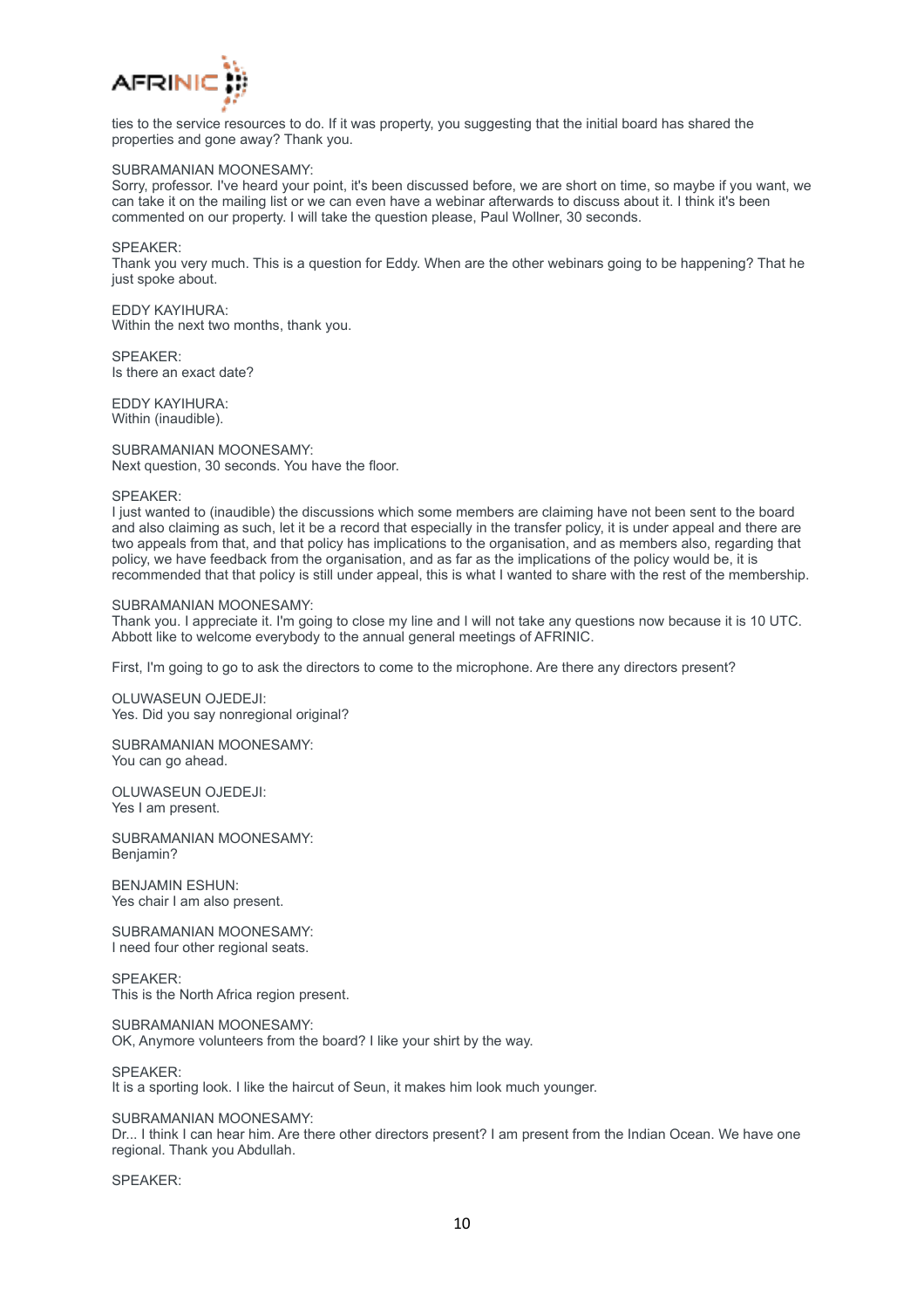ties to the service resources to do. If it was property, you suggesting that the initial board has shared the properties and gone away? Thank you.

SUBRAMANIAN MOONESAMY:
Sorry, professor. I've heard your point, it's been discussed before, we are short on time, so maybe if you want, we can take it on the mailing list or we can even have a webinar afterwards to discuss about it. I think it's been commented on our property. I will take the question please, Paul Wollner, 30 seconds.

SPEAKER:
Thank you very much. This is a question for Eddy. When are the other webinars going to be happening? That he just spoke about.

EDDY KAYIHURA:
Within the next two months, thank you.

SPEAKER:
Is there an exact date?

EDDY KAYIHURA:
Within (inaudible).

SUBRAMANIAN MOONESAMY:
Next question, 30 seconds. You have the floor.

SPEAKER:
I just wanted to (inaudible) the discussions which some members are claiming have not been sent to the board and also claiming as such, let it be a record that especially in the transfer policy, it is under appeal and there are two appeals from that, and that policy has implications to the organisation, and as members also, regarding that policy, we have feedback from the organisation, and as far as the implications of the policy would be, it is recommended that that policy is still under appeal, this is what I wanted to share with the rest of the membership.

SUBRAMANIAN MOONESAMY:
Thank you. I appreciate it. I'm going to close my line and I will not take any questions now because it is 10 UTC. Abbott like to welcome everybody to the annual general meetings of AFRINIC.

First, I'm going to go to ask the directors to come to the microphone. Are there any directors present?

OLUWASEUN OJEDEJI:
Yes. Did you say nonregional original?

SUBRAMANIAN MOONESAMY:
You can go ahead.

OLUWASEUN OJEDEJI:
Yes I am present.

SUBRAMANIAN MOONESAMY:
Benjamin?

BENJAMIN ESHUN:
Yes chair I am also present.

SUBRAMANIAN MOONESAMY:
I need four other regional seats.

SPEAKER:
This is the North Africa region present.

SUBRAMANIAN MOONESAMY:
OK, Anymore volunteers from the board? I like your shirt by the way.

SPEAKER:
It is a sporting look. I like the haircut of Seun, it makes him look much younger.

SUBRAMANIAN MOONESAMY:
Dr... I think I can hear him. Are there other directors present? I am present from the Indian Ocean. We have one regional. Thank you Abdullah.

SPEAKER: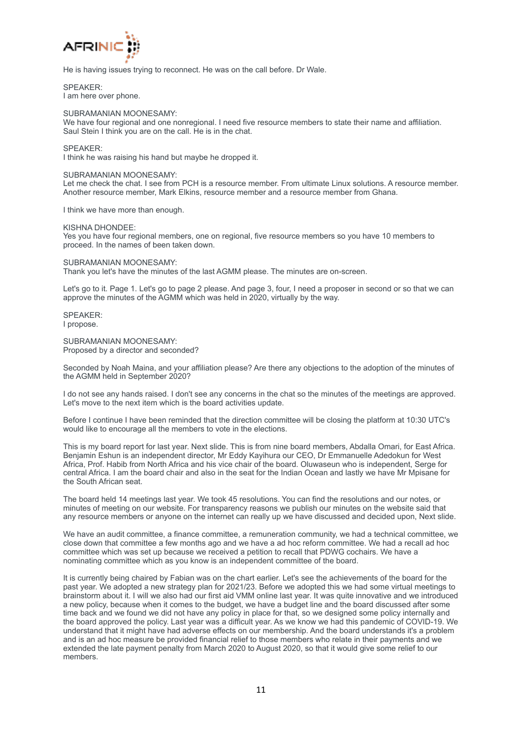He is having issues trying to reconnect. He was on the call before. Dr Wale.

SPEAKER:
I am here over phone.

SUBRAMANIAN MOONESAMY:
We have four regional and one nonregional. I need five resource members to state their name and affiliation. Saul Stein I think you are on the call. He is in the chat.

SPEAKER:
I think he was raising his hand but maybe he dropped it.

SUBRAMANIAN MOONESAMY:
Let me check the chat. I see from PCH is a resource member. From ultimate Linux solutions. A resource member. Another resource member, Mark Elkins, resource member and a resource member from Ghana.

I think we have more than enough.

KISHNA DHONDEE:
Yes you have four regional members, one on regional, five resource members so you have 10 members to proceed. In the names of been taken down.

SUBRAMANIAN MOONESAMY:
Thank you let's have the minutes of the last AGMM please. The minutes are on-screen.

Let's go to it. Page 1. Let's go to page 2 please. And page 3, four, I need a proposer in second or so that we can approve the minutes of the AGMM which was held in 2020, virtually by the way.

SPEAKER:
I propose.

SUBRAMANIAN MOONESAMY:
Proposed by a director and seconded?

Seconded by Noah Maina, and your affiliation please? Are there any objections to the adoption of the minutes of the AGMM held in September 2020?

I do not see any hands raised. I don't see any concerns in the chat so the minutes of the meetings are approved. Let's move to the next item which is the board activities update.

Before I continue I have been reminded that the direction committee will be closing the platform at 10:30 UTC's would like to encourage all the members to vote in the elections.

This is my board report for last year. Next slide. This is from nine board members, Abdalla Omari, for East Africa. Benjamin Eshun is an independent director, Mr Eddy Kayihura our CEO, Dr Emmanuelle Adedokun for West Africa, Prof. Habib from North Africa and his vice chair of the board. Oluwaseun who is independent, Serge for central Africa. I am the board chair and also in the seat for the Indian Ocean and lastly we have Mr Mpisane for the South African seat.

The board held 14 meetings last year. We took 45 resolutions. You can find the resolutions and our notes, or minutes of meeting on our website. For transparency reasons we publish our minutes on the website said that any resource members or anyone on the internet can really up we have discussed and decided upon, Next slide.

We have an audit committee, a finance committee, a remuneration community, we had a technical committee, we close down that committee a few months ago and we have a ad hoc reform committee. We had a recall ad hoc committee which was set up because we received a petition to recall that PDWG cochairs. We have a nominating committee which as you know is an independent committee of the board.

It is currently being chaired by Fabian was on the chart earlier. Let's see the achievements of the board for the past year. We adopted a new strategy plan for 2021/23. Before we adopted this we had some virtual meetings to brainstorm about it. I will we also had our first aid VMM online last year. It was quite innovative and we introduced a new policy, because when it comes to the budget, we have a budget line and the board discussed after some time back and we found we did not have any policy in place for that, so we designed some policy internally and the board approved the policy. Last year was a difficult year. As we know we had this pandemic of COVID-19. We understand that it might have had adverse effects on our membership. And the board understands it's a problem and is an ad hoc measure be provided financial relief to those members who relate in their payments and we extended the late payment penalty from March 2020 to August 2020, so that it would give some relief to our members.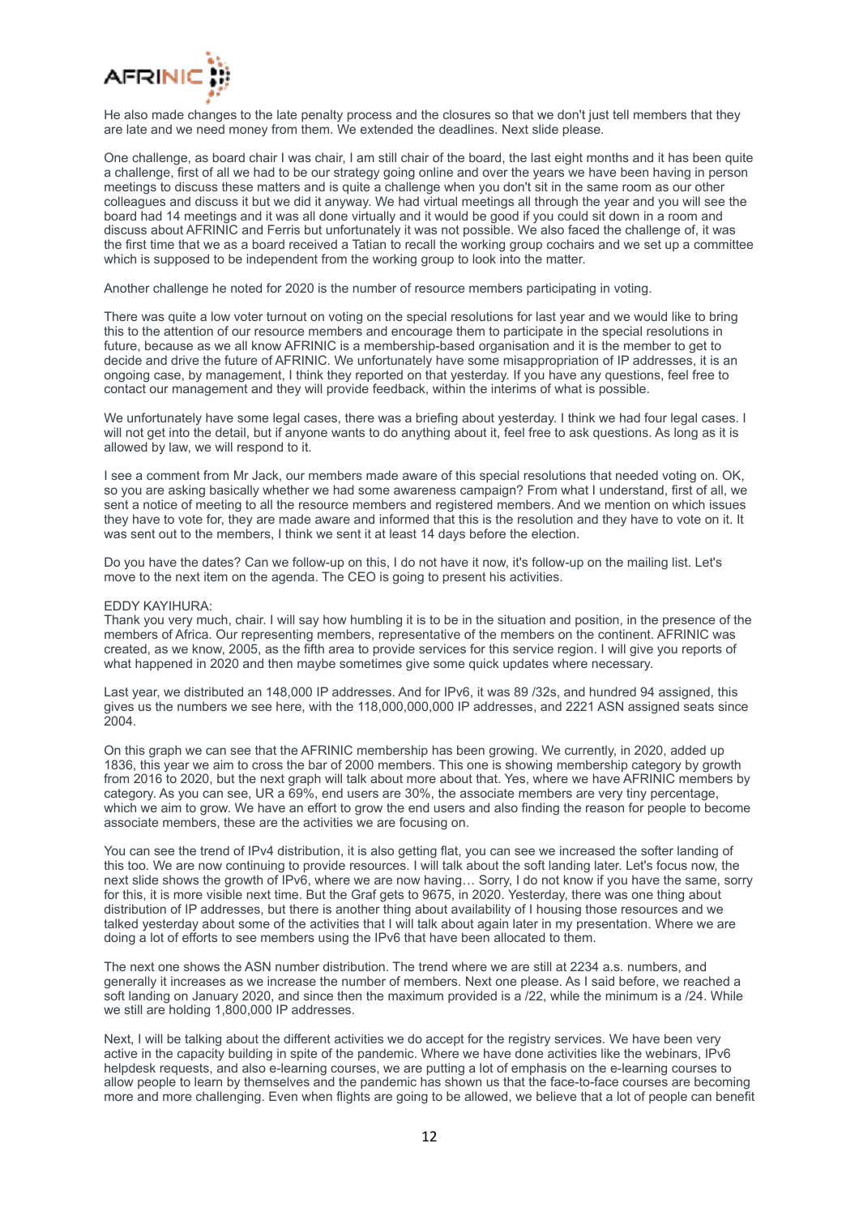He also made changes to the late penalty process and the closures so that we don't just tell members that they are late and we need money from them. We extended the deadlines. Next slide please.

One challenge, as board chair I was chair, I am still chair of the board, the last eight months and it has been quite a challenge, first of all we had to be our strategy going online and over the years we have been having in person meetings to discuss these matters and is quite a challenge when you don't sit in the same room as our other colleagues and discuss it but we did it anyway. We had virtual meetings all through the year and you will see the board had 14 meetings and it was all done virtually and it would be good if you could sit down in a room and discuss about AFRINIC and Ferris but unfortunately it was not possible. We also faced the challenge of, it was the first time that we as a board received a Tatian to recall the working group cochairs and we set up a committee which is supposed to be independent from the working group to look into the matter.

Another challenge he noted for 2020 is the number of resource members participating in voting.

There was quite a low voter turnout on voting on the special resolutions for last year and we would like to bring this to the attention of our resource members and encourage them to participate in the special resolutions in future, because as we all know AFRINIC is a membership-based organisation and it is the member to get to decide and drive the future of AFRINIC. We unfortunately have some misappropriation of IP addresses, it is an ongoing case, by management, I think they reported on that yesterday. If you have any questions, feel free to contact our management and they will provide feedback, within the interims of what is possible.

We unfortunately have some legal cases, there was a briefing about yesterday. I think we had four legal cases. I will not get into the detail, but if anyone wants to do anything about it, feel free to ask questions. As long as it is allowed by law, we will respond to it.

I see a comment from Mr Jack, our members made aware of this special resolutions that needed voting on. OK, so you are asking basically whether we had some awareness campaign? From what I understand, first of all, we sent a notice of meeting to all the resource members and registered members. And we mention on which issues they have to vote for, they are made aware and informed that this is the resolution and they have to vote on it. It was sent out to the members, I think we sent it at least 14 days before the election.

Do you have the dates? Can we follow-up on this, I do not have it now, it's follow-up on the mailing list. Let's move to the next item on the agenda. The CEO is going to present his activities.

EDDY KAYIHURA:
Thank you very much, chair. I will say how humbling it is to be in the situation and position, in the presence of the members of Africa. Our representing members, representative of the members on the continent. AFRINIC was created, as we know, 2005, as the fifth area to provide services for this service region. I will give you reports of what happened in 2020 and then maybe sometimes give some quick updates where necessary.

Last year, we distributed an 148,000 IP addresses. And for IPv6, it was 89 /32s, and hundred 94 assigned, this gives us the numbers we see here, with the 118,000,000,000 IP addresses, and 2221 ASN assigned seats since 2004.

On this graph we can see that the AFRINIC membership has been growing. We currently, in 2020, added up 1836, this year we aim to cross the bar of 2000 members. This one is showing membership category by growth from 2016 to 2020, but the next graph will talk about more about that. Yes, where we have AFRINIC members by category. As you can see, UR a 69%, end users are 30%, the associate members are very tiny percentage, which we aim to grow. We have an effort to grow the end users and also finding the reason for people to become associate members, these are the activities we are focusing on.

You can see the trend of IPv4 distribution, it is also getting flat, you can see we increased the softer landing of this too. We are now continuing to provide resources. I will talk about the soft landing later. Let's focus now, the next slide shows the growth of IPv6, where we are now having… Sorry, I do not know if you have the same, sorry for this, it is more visible next time. But the Graf gets to 9675, in 2020. Yesterday, there was one thing about distribution of IP addresses, but there is another thing about availability of I housing those resources and we talked yesterday about some of the activities that I will talk about again later in my presentation. Where we are doing a lot of efforts to see members using the IPv6 that have been allocated to them.

The next one shows the ASN number distribution. The trend where we are still at 2234 a.s. numbers, and generally it increases as we increase the number of members. Next one please. As I said before, we reached a soft landing on January 2020, and since then the maximum provided is a /22, while the minimum is a /24. While we still are holding 1,800,000 IP addresses.

Next, I will be talking about the different activities we do accept for the registry services. We have been very active in the capacity building in spite of the pandemic. Where we have done activities like the webinars, IPv6 helpdesk requests, and also e-learning courses, we are putting a lot of emphasis on the e-learning courses to allow people to learn by themselves and the pandemic has shown us that the face-to-face courses are becoming more and more challenging. Even when flights are going to be allowed, we believe that a lot of people can benefit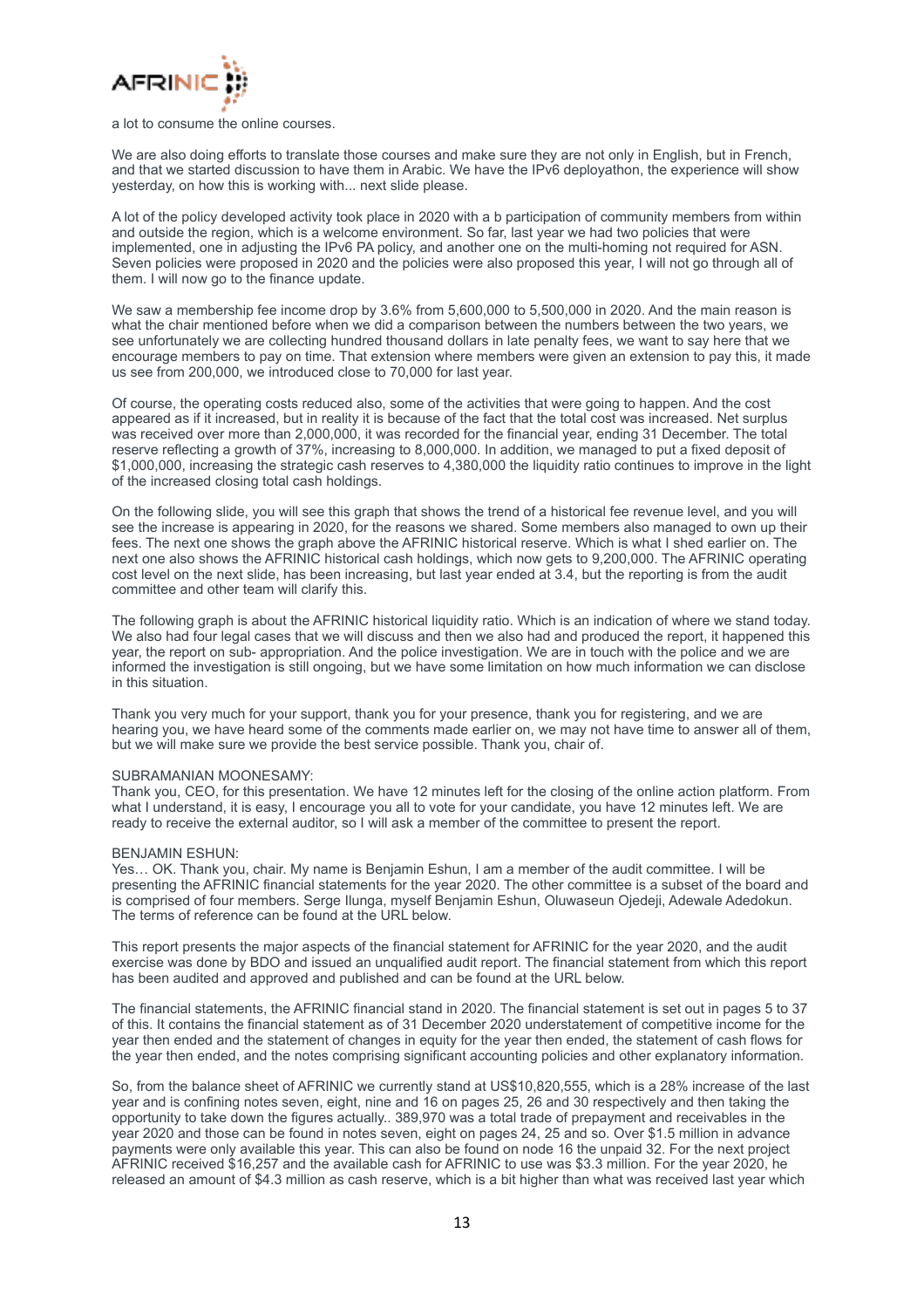a lot to consume the online courses.

We are also doing efforts to translate those courses and make sure they are not only in English, but in French, and that we started discussion to have them in Arabic. We have the IPv6 deployathon, the experience will show yesterday, on how this is working with... next slide please.

A lot of the policy developed activity took place in 2020 with a b participation of community members from within and outside the region, which is a welcome environment. So far, last year we had two policies that were implemented, one in adjusting the IPv6 PA policy, and another one on the multi-homing not required for ASN. Seven policies were proposed in 2020 and the policies were also proposed this year, I will not go through all of them. I will now go to the finance update.

We saw a membership fee income drop by 3.6% from 5,600,000 to 5,500,000 in 2020. And the main reason is what the chair mentioned before when we did a comparison between the numbers between the two years, we see unfortunately we are collecting hundred thousand dollars in late penalty fees, we want to say here that we encourage members to pay on time. That extension where members were given an extension to pay this, it made us see from 200,000, we introduced close to 70,000 for last year.

Of course, the operating costs reduced also, some of the activities that were going to happen. And the cost appeared as if it increased, but in reality it is because of the fact that the total cost was increased. Net surplus was received over more than 2,000,000, it was recorded for the financial year, ending 31 December. The total reserve reflecting a growth of 37%, increasing to 8,000,000. In addition, we managed to put a fixed deposit of $1,000,000, increasing the strategic cash reserves to 4,380,000 the liquidity ratio continues to improve in the light of the increased closing total cash holdings.

On the following slide, you will see this graph that shows the trend of a historical fee revenue level, and you will see the increase is appearing in 2020, for the reasons we shared. Some members also managed to own up their fees. The next one shows the graph above the AFRINIC historical reserve. Which is what I shed earlier on. The next one also shows the AFRINIC historical cash holdings, which now gets to 9,200,000. The AFRINIC operating cost level on the next slide, has been increasing, but last year ended at 3.4, but the reporting is from the audit committee and other team will clarify this.

The following graph is about the AFRINIC historical liquidity ratio. Which is an indication of where we stand today. We also had four legal cases that we will discuss and then we also had and produced the report, it happened this year, the report on sub- appropriation. And the police investigation. We are in touch with the police and we are informed the investigation is still ongoing, but we have some limitation on how much information we can disclose in this situation.

Thank you very much for your support, thank you for your presence, thank you for registering, and we are hearing you, we have heard some of the comments made earlier on, we may not have time to answer all of them, but we will make sure we provide the best service possible. Thank you, chair of.

SUBRAMANIAN MOONESAMY:
Thank you, CEO, for this presentation. We have 12 minutes left for the closing of the online action platform. From what I understand, it is easy, I encourage you all to vote for your candidate, you have 12 minutes left. We are ready to receive the external auditor, so I will ask a member of the committee to present the report.

BENJAMIN ESHUN:
Yes… OK. Thank you, chair. My name is Benjamin Eshun, I am a member of the audit committee. I will be presenting the AFRINIC financial statements for the year 2020. The other committee is a subset of the board and is comprised of four members. Serge Ilunga, myself Benjamin Eshun, Oluwaseun Ojedeji, Adewale Adedokun. The terms of reference can be found at the URL below.

This report presents the major aspects of the financial statement for AFRINIC for the year 2020, and the audit exercise was done by BDO and issued an unqualified audit report. The financial statement from which this report has been audited and approved and published and can be found at the URL below.

The financial statements, the AFRINIC financial stand in 2020. The financial statement is set out in pages 5 to 37 of this. It contains the financial statement as of 31 December 2020 understatement of competitive income for the year then ended and the statement of changes in equity for the year then ended, the statement of cash flows for the year then ended, and the notes comprising significant accounting policies and other explanatory information.

So, from the balance sheet of AFRINIC we currently stand at US$10,820,555, which is a 28% increase of the last year and is confining notes seven, eight, nine and 16 on pages 25, 26 and 30 respectively and then taking the opportunity to take down the figures actually.. 389,970 was a total trade of prepayment and receivables in the year 2020 and those can be found in notes seven, eight on pages 24, 25 and so. Over $1.5 million in advance payments were only available this year. This can also be found on node 16 the unpaid 32. For the next project AFRINIC received $16,257 and the available cash for AFRINIC to use was $3.3 million. For the year 2020, he released an amount of $4.3 million as cash reserve, which is a bit higher than what was received last year which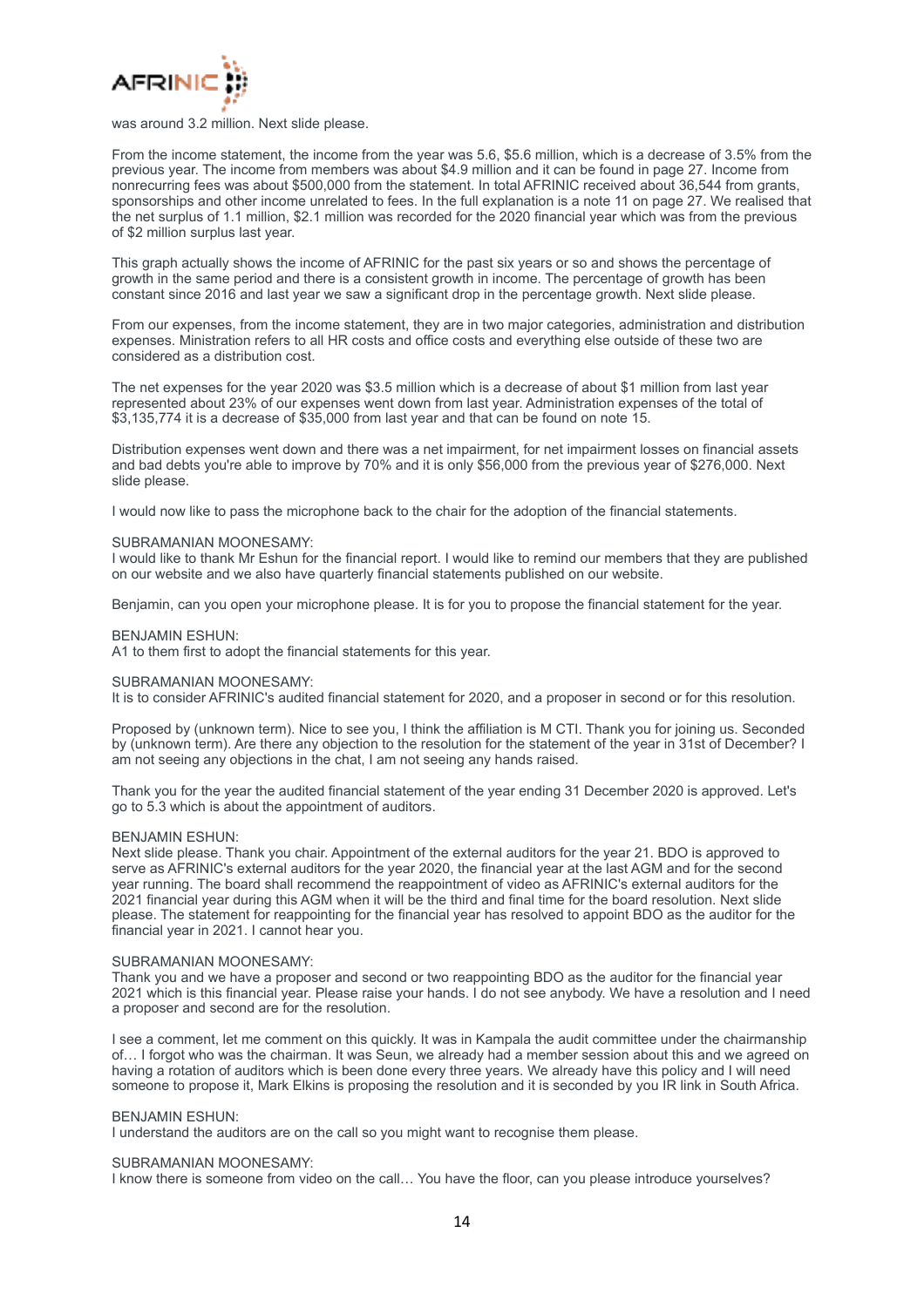was around 3.2 million. Next slide please.

From the income statement, the income from the year was 5.6, $5.6 million, which is a decrease of 3.5% from the previous year. The income from members was about $4.9 million and it can be found in page 27. Income from nonrecurring fees was about $500,000 from the statement. In total AFRINIC received about 36,544 from grants, sponsorships and other income unrelated to fees. In the full explanation is a note 11 on page 27. We realised that the net surplus of 1.1 million, $2.1 million was recorded for the 2020 financial year which was from the previous of $2 million surplus last year.

This graph actually shows the income of AFRINIC for the past six years or so and shows the percentage of growth in the same period and there is a consistent growth in income. The percentage of growth has been constant since 2016 and last year we saw a significant drop in the percentage growth. Next slide please.

From our expenses, from the income statement, they are in two major categories, administration and distribution expenses. Ministration refers to all HR costs and office costs and everything else outside of these two are considered as a distribution cost.

The net expenses for the year 2020 was $3.5 million which is a decrease of about $1 million from last year represented about 23% of our expenses went down from last year. Administration expenses of the total of $3,135,774 it is a decrease of $35,000 from last year and that can be found on note 15.

Distribution expenses went down and there was a net impairment, for net impairment losses on financial assets and bad debts you're able to improve by 70% and it is only $56,000 from the previous year of $276,000. Next slide please.

I would now like to pass the microphone back to the chair for the adoption of the financial statements.

SUBRAMANIAN MOONESAMY:
I would like to thank Mr Eshun for the financial report. I would like to remind our members that they are published on our website and we also have quarterly financial statements published on our website.

Benjamin, can you open your microphone please. It is for you to propose the financial statement for the year.

BENJAMIN ESHUN:
A1 to them first to adopt the financial statements for this year.

SUBRAMANIAN MOONESAMY:
It is to consider AFRINIC's audited financial statement for 2020, and a proposer in second or for this resolution.

Proposed by (unknown term). Nice to see you, I think the affiliation is M CTI. Thank you for joining us. Seconded by (unknown term). Are there any objection to the resolution for the statement of the year in 31st of December? I am not seeing any objections in the chat, I am not seeing any hands raised.

Thank you for the year the audited financial statement of the year ending 31 December 2020 is approved. Let's go to 5.3 which is about the appointment of auditors.

BENJAMIN ESHUN:
Next slide please. Thank you chair. Appointment of the external auditors for the year 21. BDO is approved to serve as AFRINIC's external auditors for the year 2020, the financial year at the last AGM and for the second year running. The board shall recommend the reappointment of video as AFRINIC's external auditors for the 2021 financial year during this AGM when it will be the third and final time for the board resolution. Next slide please. The statement for reappointing for the financial year has resolved to appoint BDO as the auditor for the financial year in 2021. I cannot hear you.

SUBRAMANIAN MOONESAMY:
Thank you and we have a proposer and second or two reappointing BDO as the auditor for the financial year 2021 which is this financial year. Please raise your hands. I do not see anybody. We have a resolution and I need a proposer and second are for the resolution.

I see a comment, let me comment on this quickly. It was in Kampala the audit committee under the chairmanship of… I forgot who was the chairman. It was Seun, we already had a member session about this and we agreed on having a rotation of auditors which is been done every three years. We already have this policy and I will need someone to propose it, Mark Elkins is proposing the resolution and it is seconded by you IR link in South Africa.

BENJAMIN ESHUN:
I understand the auditors are on the call so you might want to recognise them please.

SUBRAMANIAN MOONESAMY:
I know there is someone from video on the call… You have the floor, can you please introduce yourselves?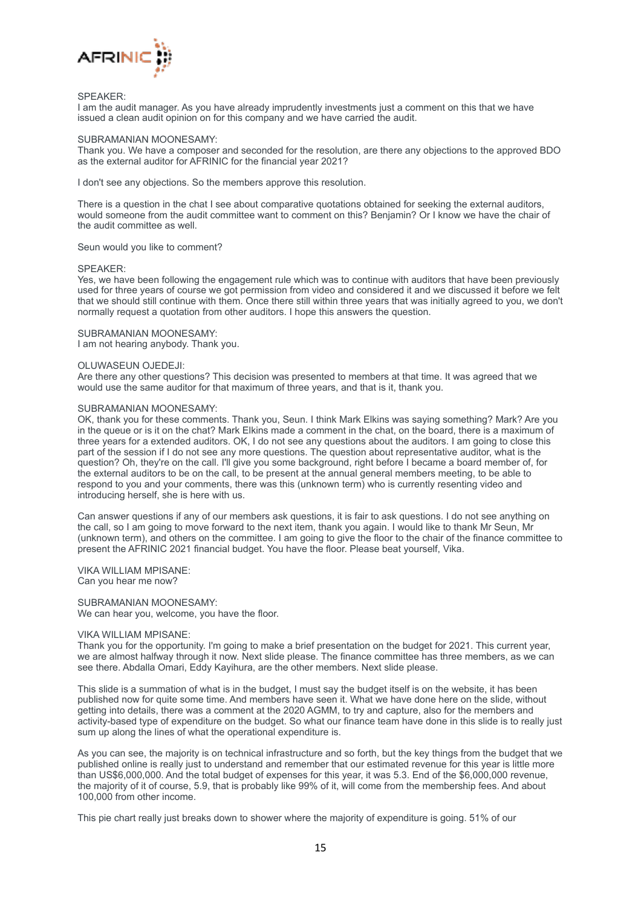SPEAKER:
I am the audit manager. As you have already imprudently investments just a comment on this that we have issued a clean audit opinion on for this company and we have carried the audit.

SUBRAMANIAN MOONESAMY:
Thank you. We have a composer and seconded for the resolution, are there any objections to the approved BDO as the external auditor for AFRINIC for the financial year 2021?

I don't see any objections. So the members approve this resolution.

There is a question in the chat I see about comparative quotations obtained for seeking the external auditors, would someone from the audit committee want to comment on this? Benjamin? Or I know we have the chair of the audit committee as well.

Seun would you like to comment?

SPEAKER:
Yes, we have been following the engagement rule which was to continue with auditors that have been previously used for three years of course we got permission from video and considered it and we discussed it before we felt that we should still continue with them. Once there still within three years that was initially agreed to you, we don't normally request a quotation from other auditors. I hope this answers the question.

SUBRAMANIAN MOONESAMY:
I am not hearing anybody. Thank you.

OLUWASEUN OJEDEJI:
Are there any other questions? This decision was presented to members at that time. It was agreed that we would use the same auditor for that maximum of three years, and that is it, thank you.

SUBRAMANIAN MOONESAMY:
OK, thank you for these comments. Thank you, Seun. I think Mark Elkins was saying something? Mark? Are you in the queue or is it on the chat? Mark Elkins made a comment in the chat, on the board, there is a maximum of three years for a extended auditors. OK, I do not see any questions about the auditors. I am going to close this part of the session if I do not see any more questions. The question about representative auditor, what is the question? Oh, they're on the call. I'll give you some background, right before I became a board member of, for the external auditors to be on the call, to be present at the annual general members meeting, to be able to respond to you and your comments, there was this (unknown term) who is currently resenting video and introducing herself, she is here with us.

Can answer questions if any of our members ask questions, it is fair to ask questions. I do not see anything on the call, so I am going to move forward to the next item, thank you again. I would like to thank Mr Seun, Mr (unknown term), and others on the committee. I am going to give the floor to the chair of the finance committee to present the AFRINIC 2021 financial budget. You have the floor. Please beat yourself, Vika.

VIKA WILLIAM MPISANE:
Can you hear me now?

SUBRAMANIAN MOONESAMY:
We can hear you, welcome, you have the floor.

VIKA WILLIAM MPISANE:
Thank you for the opportunity. I'm going to make a brief presentation on the budget for 2021. This current year, we are almost halfway through it now. Next slide please. The finance committee has three members, as we can see there. Abdalla Omari, Eddy Kayihura, are the other members. Next slide please.

This slide is a summation of what is in the budget, I must say the budget itself is on the website, it has been published now for quite some time. And members have seen it. What we have done here on the slide, without getting into details, there was a comment at the 2020 AGMM, to try and capture, also for the members and activity-based type of expenditure on the budget. So what our finance team have done in this slide is to really just sum up along the lines of what the operational expenditure is.

As you can see, the majority is on technical infrastructure and so forth, but the key things from the budget that we published online is really just to understand and remember that our estimated revenue for this year is little more than US$6,000,000. And the total budget of expenses for this year, it was 5.3. End of the $6,000,000 revenue, the majority of it of course, 5.9, that is probably like 99% of it, will come from the membership fees. And about 100,000 from other income.

This pie chart really just breaks down to shower where the majority of expenditure is going. 51% of our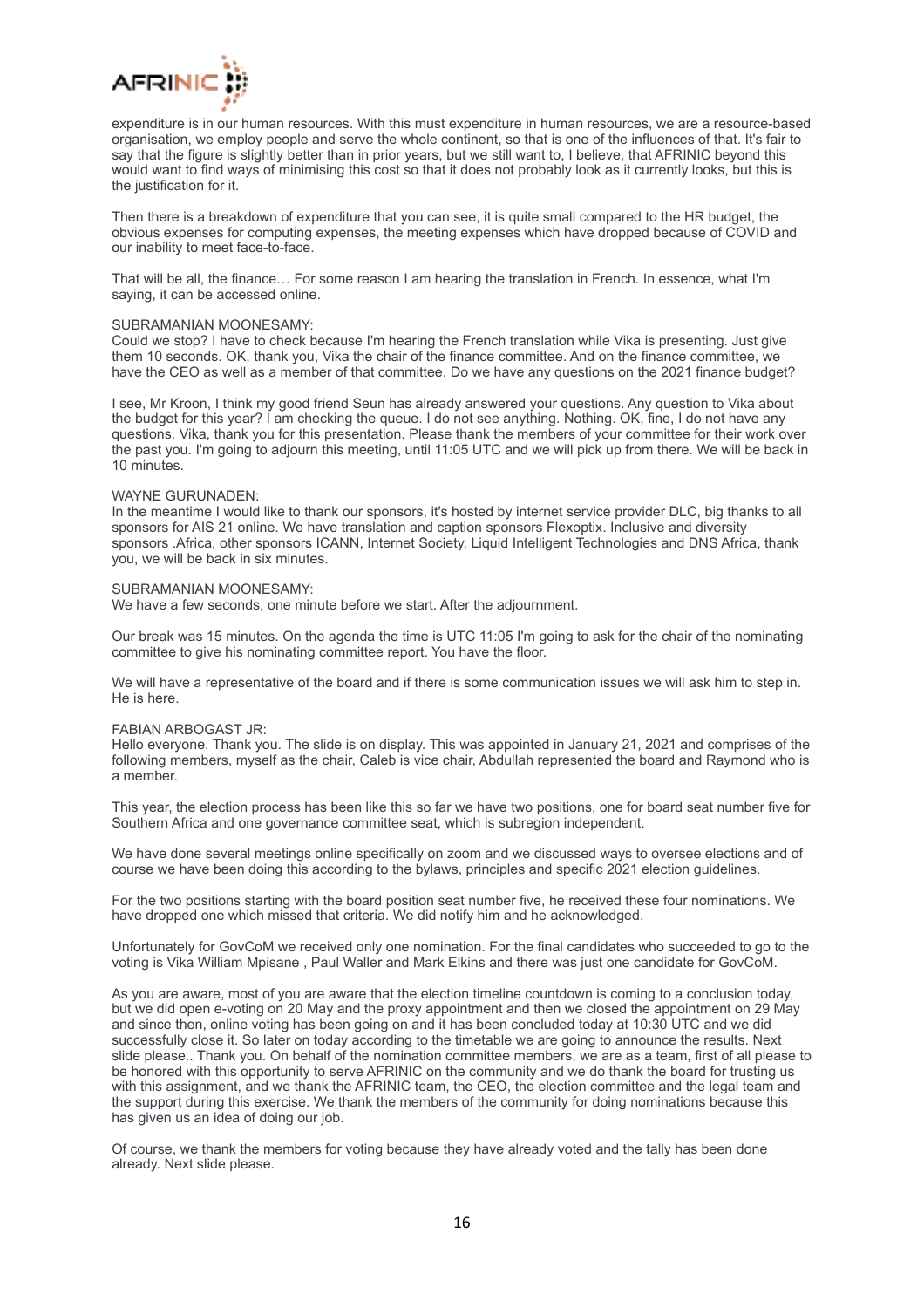expenditure is in our human resources. With this must expenditure in human resources, we are a resource-based organisation, we employ people and serve the whole continent, so that is one of the influences of that. It's fair to say that the figure is slightly better than in prior years, but we still want to, I believe, that AFRINIC beyond this would want to find ways of minimising this cost so that it does not probably look as it currently looks, but this is the justification for it.

Then there is a breakdown of expenditure that you can see, it is quite small compared to the HR budget, the obvious expenses for computing expenses, the meeting expenses which have dropped because of COVID and our inability to meet face-to-face.

That will be all, the finance… For some reason I am hearing the translation in French. In essence, what I'm saying, it can be accessed online.

SUBRAMANIAN MOONESAMY:
Could we stop? I have to check because I'm hearing the French translation while Vika is presenting. Just give them 10 seconds. OK, thank you, Vika the chair of the finance committee. And on the finance committee, we have the CEO as well as a member of that committee. Do we have any questions on the 2021 finance budget?

I see, Mr Kroon, I think my good friend Seun has already answered your questions. Any question to Vika about the budget for this year? I am checking the queue. I do not see anything. Nothing. OK, fine, I do not have any questions. Vika, thank you for this presentation. Please thank the members of your committee for their work over the past you. I'm going to adjourn this meeting, until 11:05 UTC and we will pick up from there. We will be back in 10 minutes.

WAYNE GURUNADEN:
In the meantime I would like to thank our sponsors, it's hosted by internet service provider DLC, big thanks to all sponsors for AIS 21 online. We have translation and caption sponsors Flexoptix. Inclusive and diversity sponsors .Africa, other sponsors ICANN, Internet Society, Liquid Intelligent Technologies and DNS Africa, thank you, we will be back in six minutes.

SUBRAMANIAN MOONESAMY:
We have a few seconds, one minute before we start. After the adjournment.

Our break was 15 minutes. On the agenda the time is UTC 11:05 I'm going to ask for the chair of the nominating committee to give his nominating committee report. You have the floor.

We will have a representative of the board and if there is some communication issues we will ask him to step in. He is here.

FABIAN ARBOGAST JR:
Hello everyone. Thank you. The slide is on display. This was appointed in January 21, 2021 and comprises of the following members, myself as the chair, Caleb is vice chair, Abdullah represented the board and Raymond who is a member.

This year, the election process has been like this so far we have two positions, one for board seat number five for Southern Africa and one governance committee seat, which is subregion independent.

We have done several meetings online specifically on zoom and we discussed ways to oversee elections and of course we have been doing this according to the bylaws, principles and specific 2021 election guidelines.

For the two positions starting with the board position seat number five, he received these four nominations. We have dropped one which missed that criteria. We did notify him and he acknowledged.

Unfortunately for GovCoM we received only one nomination. For the final candidates who succeeded to go to the voting is Vika William Mpisane , Paul Waller and Mark Elkins and there was just one candidate for GovCoM.

As you are aware, most of you are aware that the election timeline countdown is coming to a conclusion today, but we did open e-voting on 20 May and the proxy appointment and then we closed the appointment on 29 May and since then, online voting has been going on and it has been concluded today at 10:30 UTC and we did successfully close it. So later on today according to the timetable we are going to announce the results. Next slide please.. Thank you. On behalf of the nomination committee members, we are as a team, first of all please to be honored with this opportunity to serve AFRINIC on the community and we do thank the board for trusting us with this assignment, and we thank the AFRINIC team, the CEO, the election committee and the legal team and the support during this exercise. We thank the members of the community for doing nominations because this has given us an idea of doing our job.

Of course, we thank the members for voting because they have already voted and the tally has been done already. Next slide please.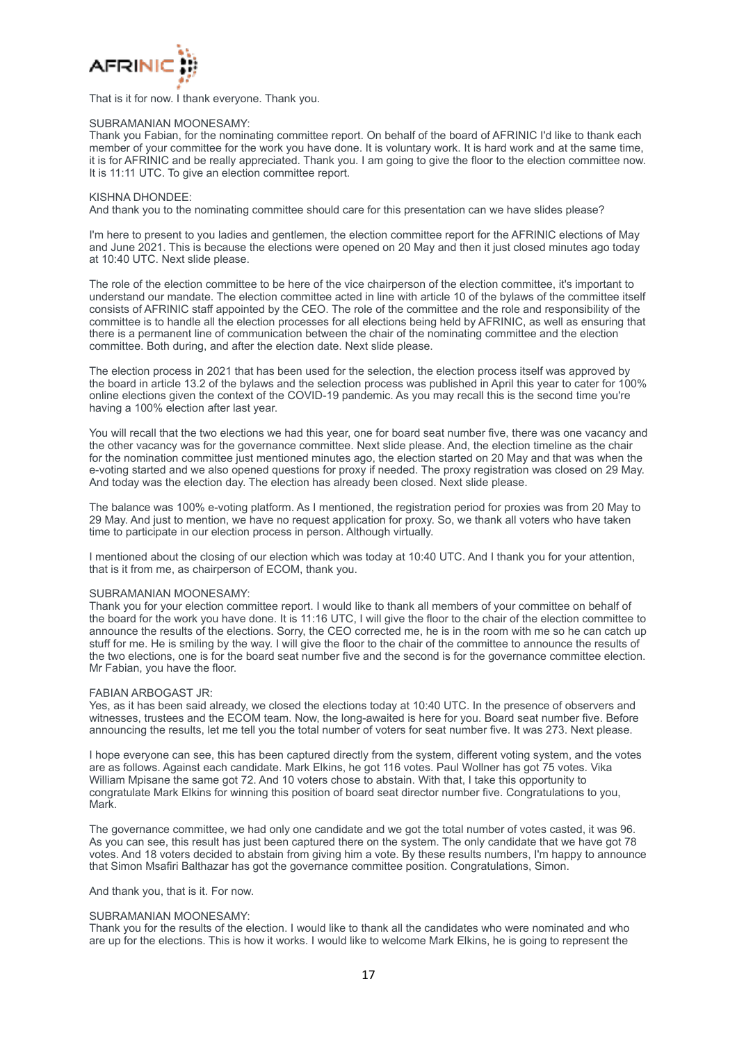That is it for now. I thank everyone. Thank you.

SUBRAMANIAN MOONESAMY:
Thank you Fabian, for the nominating committee report. On behalf of the board of AFRINIC I'd like to thank each member of your committee for the work you have done. It is voluntary work. It is hard work and at the same time, it is for AFRINIC and be really appreciated. Thank you. I am going to give the floor to the election committee now. It is 11:11 UTC. To give an election committee report.

KISHNA DHONDEE:
And thank you to the nominating committee should care for this presentation can we have slides please?

I'm here to present to you ladies and gentlemen, the election committee report for the AFRINIC elections of May and June 2021. This is because the elections were opened on 20 May and then it just closed minutes ago today at 10:40 UTC. Next slide please.

The role of the election committee to be here of the vice chairperson of the election committee, it's important to understand our mandate. The election committee acted in line with article 10 of the bylaws of the committee itself consists of AFRINIC staff appointed by the CEO. The role of the committee and the role and responsibility of the committee is to handle all the election processes for all elections being held by AFRINIC, as well as ensuring that there is a permanent line of communication between the chair of the nominating committee and the election committee. Both during, and after the election date. Next slide please.

The election process in 2021 that has been used for the selection, the election process itself was approved by the board in article 13.2 of the bylaws and the selection process was published in April this year to cater for 100% online elections given the context of the COVID-19 pandemic. As you may recall this is the second time you're having a 100% election after last year.

You will recall that the two elections we had this year, one for board seat number five, there was one vacancy and the other vacancy was for the governance committee. Next slide please. And, the election timeline as the chair for the nomination committee just mentioned minutes ago, the election started on 20 May and that was when the e-voting started and we also opened questions for proxy if needed. The proxy registration was closed on 29 May. And today was the election day. The election has already been closed. Next slide please.

The balance was 100% e-voting platform. As I mentioned, the registration period for proxies was from 20 May to 29 May. And just to mention, we have no request application for proxy. So, we thank all voters who have taken time to participate in our election process in person. Although virtually.

I mentioned about the closing of our election which was today at 10:40 UTC. And I thank you for your attention, that is it from me, as chairperson of ECOM, thank you.

SUBRAMANIAN MOONESAMY:
Thank you for your election committee report. I would like to thank all members of your committee on behalf of the board for the work you have done. It is 11:16 UTC, I will give the floor to the chair of the election committee to announce the results of the elections. Sorry, the CEO corrected me, he is in the room with me so he can catch up stuff for me. He is smiling by the way. I will give the floor to the chair of the committee to announce the results of the two elections, one is for the board seat number five and the second is for the governance committee election. Mr Fabian, you have the floor.

FABIAN ARBOGAST JR:
Yes, as it has been said already, we closed the elections today at 10:40 UTC. In the presence of observers and witnesses, trustees and the ECOM team. Now, the long-awaited is here for you. Board seat number five. Before announcing the results, let me tell you the total number of voters for seat number five. It was 273. Next please.

I hope everyone can see, this has been captured directly from the system, different voting system, and the votes are as follows. Against each candidate. Mark Elkins, he got 116 votes. Paul Wollner has got 75 votes. Vika William Mpisane the same got 72. And 10 voters chose to abstain. With that, I take this opportunity to congratulate Mark Elkins for winning this position of board seat director number five. Congratulations to you, Mark.

The governance committee, we had only one candidate and we got the total number of votes casted, it was 96. As you can see, this result has just been captured there on the system. The only candidate that we have got 78 votes. And 18 voters decided to abstain from giving him a vote. By these results numbers, I'm happy to announce that Simon Msafiri Balthazar has got the governance committee position. Congratulations, Simon.

And thank you, that is it. For now.

SUBRAMANIAN MOONESAMY:
Thank you for the results of the election. I would like to thank all the candidates who were nominated and who are up for the elections. This is how it works. I would like to welcome Mark Elkins, he is going to represent the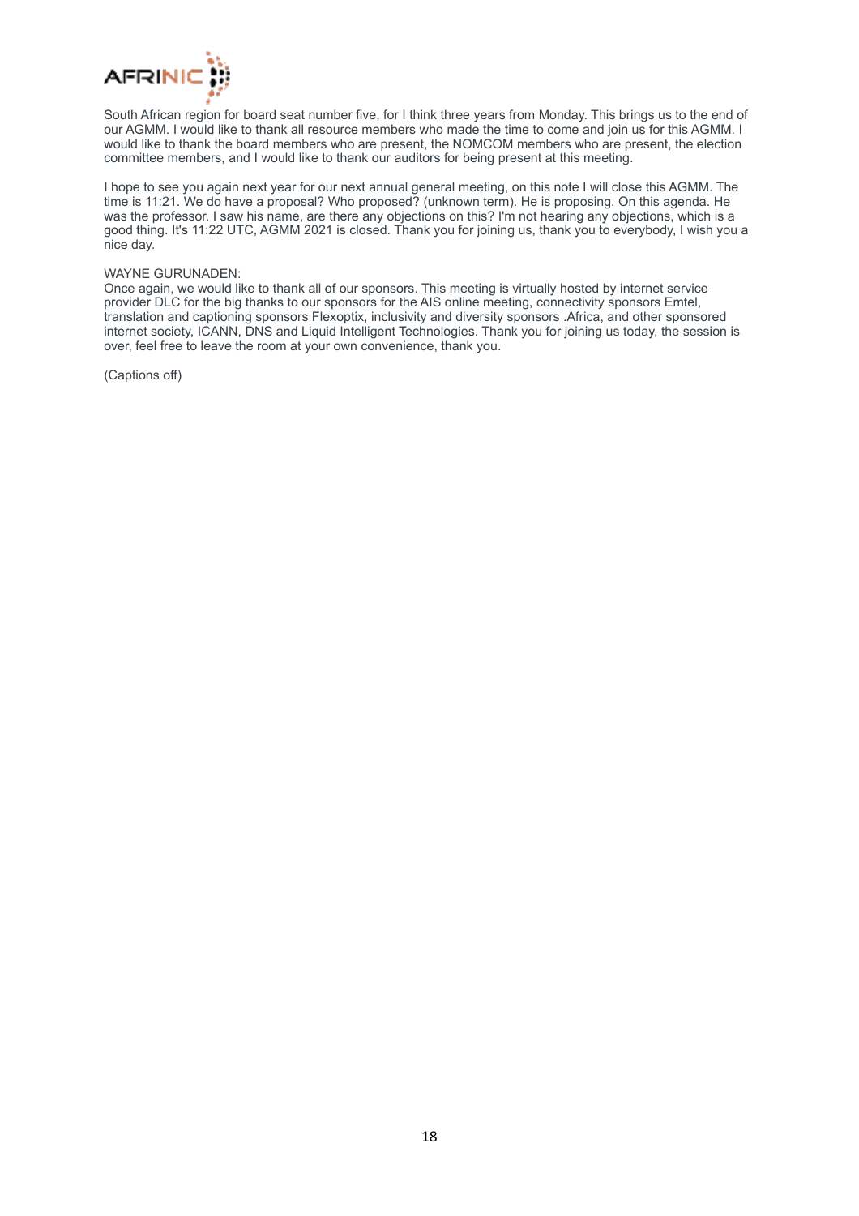South African region for board seat number five, for I think three years from Monday. This brings us to the end of our AGMM. I would like to thank all resource members who made the time to come and join us for this AGMM. I would like to thank the board members who are present, the NOMCOM members who are present, the election committee members, and I would like to thank our auditors for being present at this meeting.

I hope to see you again next year for our next annual general meeting, on this note I will close this AGMM. The time is 11:21. We do have a proposal? Who proposed? (unknown term). He is proposing. On this agenda. He was the professor. I saw his name, are there any objections on this? I'm not hearing any objections, which is a good thing. It's 11:22 UTC, AGMM 2021 is closed. Thank you for joining us, thank you to everybody, I wish you a nice day.

WAYNE GURUNADEN:
Once again, we would like to thank all of our sponsors. This meeting is virtually hosted by internet service provider DLC for the big thanks to our sponsors for the AIS online meeting, connectivity sponsors Emtel, translation and captioning sponsors Flexoptix, inclusivity and diversity sponsors .Africa, and other sponsored internet society, ICANN, DNS and Liquid Intelligent Technologies. Thank you for joining us today, the session is over, feel free to leave the room at your own convenience, thank you.

(Captions off)